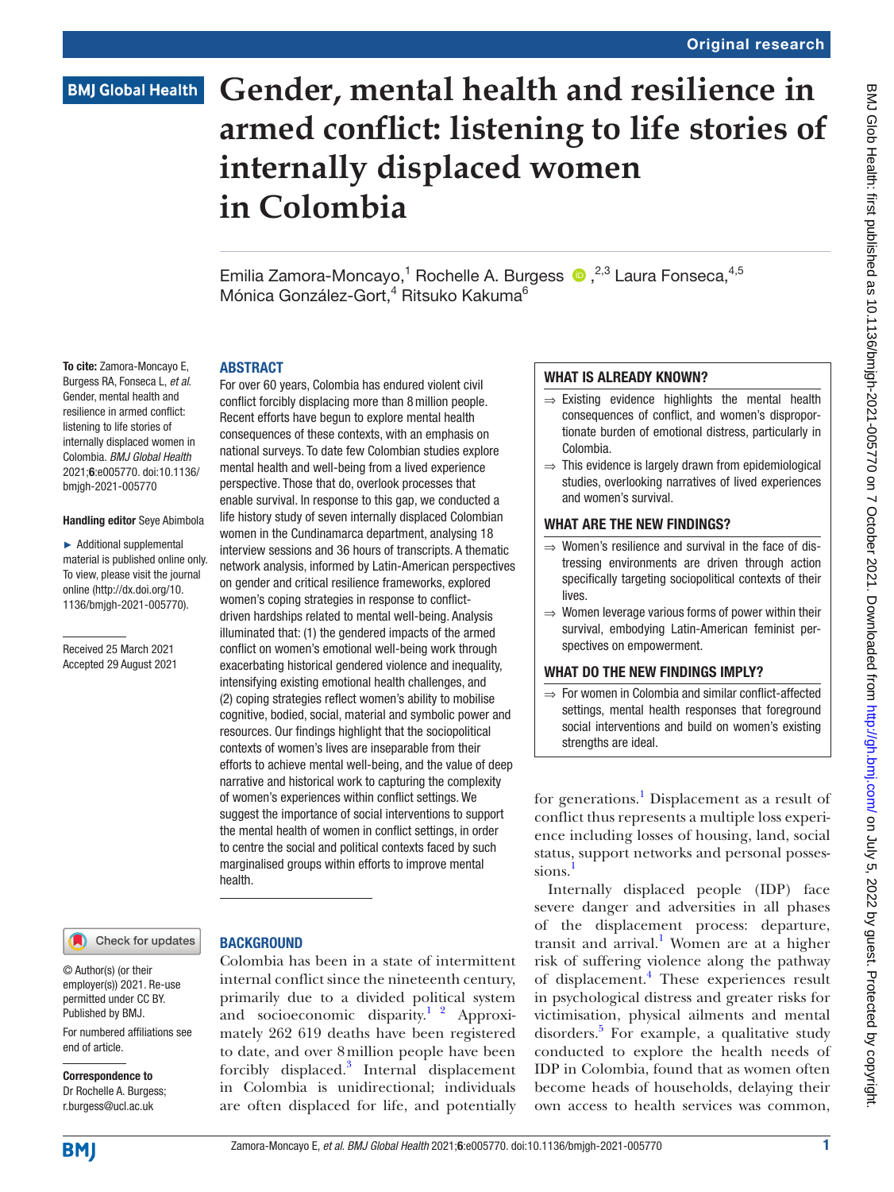# Gender, mental health and resilience in armed conflict: listening to life stories of internally displaced women in Colombia

Emilia Zamora-Moncayo,[1] Rochelle A. Burgess,[2,3] Laura Fonseca,[4,5] Mónica González-Gort,[4] Ritsuko Kakuma[6]

**To cite:** Zamora-Moncayo E, Burgess RA, Fonseca L, *et al*. Gender, mental health and resilience in armed conflict: listening to life stories of internally displaced women in Colombia. *BMJ Global Health* 2021;**6**:e005770. doi:10.1136/bmjgh-2021-005770

**Handling editor** Seye Abimbola

► Additional supplemental material is published online only. To view, please visit the journal online (http://dx.doi.org/10.1136/bmjgh-2021-005770).

Received 25 March 2021
Accepted 29 August 2021

© Author(s) (or their employer(s)) 2021. Re-use permitted under CC BY. Published by BMJ.

For numbered affiliations see end of article.

**Correspondence to**
Dr Rochelle A. Burgess; r.burgess@ucl.ac.uk

## ABSTRACT

For over 60 years, Colombia has endured violent civil conflict forcibly displacing more than 8 million people. Recent efforts have begun to explore mental health consequences of these contexts, with an emphasis on national surveys. To date few Colombian studies explore mental health and well-being from a lived experience perspective. Those that do, overlook processes that enable survival. In response to this gap, we conducted a life history study of seven internally displaced Colombian women in the Cundinamarca department, analysing 18 interview sessions and 36 hours of transcripts. A thematic network analysis, informed by Latin-American perspectives on gender and critical resilience frameworks, explored women's coping strategies in response to conflict-driven hardships related to mental well-being. Analysis illuminated that: (1) the gendered impacts of the armed conflict on women's emotional well-being work through exacerbating historical gendered violence and inequality, intensifying existing emotional health challenges, and (2) coping strategies reflect women's ability to mobilise cognitive, bodied, social, material and symbolic power and resources. Our findings highlight that the sociopolitical contexts of women's lives are inseparable from their efforts to achieve mental well-being, and the value of deep narrative and historical work to capturing the complexity of women's experiences within conflict settings. We suggest the importance of social interventions to support the mental health of women in conflict settings, in order to centre the social and political contexts faced by such marginalised groups within efforts to improve mental health.

### WHAT IS ALREADY KNOWN?

⇒ Existing evidence highlights the mental health consequences of conflict, and women's disproportionate burden of emotional distress, particularly in Colombia.

⇒ This evidence is largely drawn from epidemiological studies, overlooking narratives of lived experiences and women's survival.

### WHAT ARE THE NEW FINDINGS?

⇒ Women's resilience and survival in the face of distressing environments are driven through action specifically targeting sociopolitical contexts of their lives.

⇒ Women leverage various forms of power within their survival, embodying Latin-American feminist perspectives on empowerment.

### WHAT DO THE NEW FINDINGS IMPLY?

⇒ For women in Colombia and similar conflict-affected settings, mental health responses that foreground social interventions and build on women's existing strengths are ideal.

## BACKGROUND

Colombia has been in a state of intermittent internal conflict since the nineteenth century, primarily due to a divided political system and socioeconomic disparity.[1,2] Approximately 262 619 deaths have been registered to date, and over 8 million people have been forcibly displaced.[3] Internal displacement in Colombia is unidirectional; individuals are often displaced for life, and potentially for generations.[1] Displacement as a result of conflict thus represents a multiple loss experience including losses of housing, land, social status, support networks and personal possessions.[1]

Internally displaced people (IDP) face severe danger and adversities in all phases of the displacement process: departure, transit and arrival.[1] Women are at a higher risk of suffering violence along the pathway of displacement.[4] These experiences result in psychological distress and greater risks for victimisation, physical ailments and mental disorders.[5] For example, a qualitative study conducted to explore the health needs of IDP in Colombia, found that as women often become heads of households, delaying their own access to health services was common,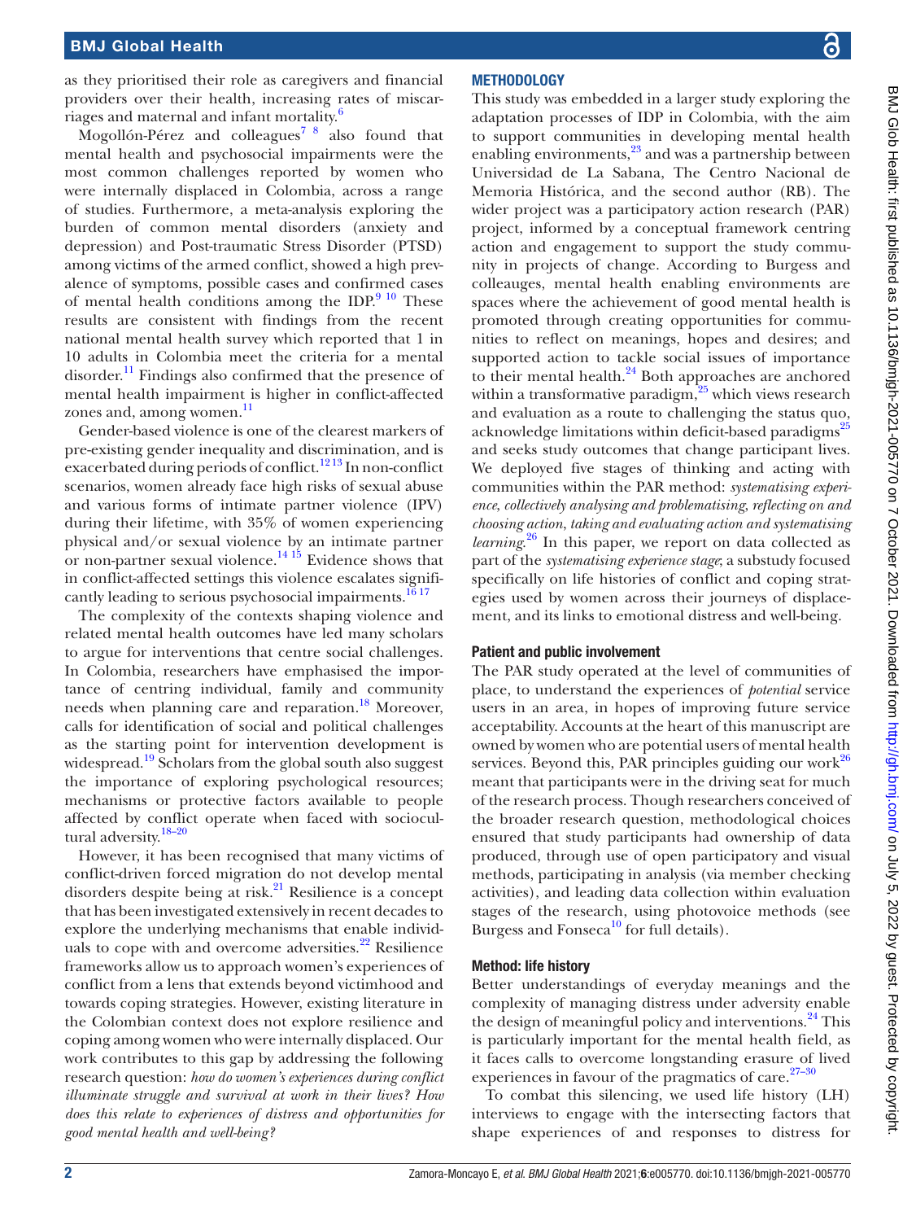as they prioritised their role as caregivers and financial providers over their health, increasing rates of miscarriages and maternal and infant mortality.[6]

Mogollón-Pérez and colleagues[7 8] also found that mental health and psychosocial impairments were the most common challenges reported by women who were internally displaced in Colombia, across a range of studies. Furthermore, a meta-analysis exploring the burden of common mental disorders (anxiety and depression) and Post-traumatic Stress Disorder (PTSD) among victims of the armed conflict, showed a high prevalence of symptoms, possible cases and confirmed cases of mental health conditions among the IDP.[9 10] These results are consistent with findings from the recent national mental health survey which reported that 1 in 10 adults in Colombia meet the criteria for a mental disorder.[11] Findings also confirmed that the presence of mental health impairment is higher in conflict-affected zones and, among women.[11]

Gender-based violence is one of the clearest markers of pre-existing gender inequality and discrimination, and is exacerbated during periods of conflict.[12 13] In non-conflict scenarios, women already face high risks of sexual abuse and various forms of intimate partner violence (IPV) during their lifetime, with 35% of women experiencing physical and/or sexual violence by an intimate partner or non-partner sexual violence.[14 15] Evidence shows that in conflict-affected settings this violence escalates significantly leading to serious psychosocial impairments.[16 17]

The complexity of the contexts shaping violence and related mental health outcomes have led many scholars to argue for interventions that centre social challenges. In Colombia, researchers have emphasised the importance of centring individual, family and community needs when planning care and reparation.[18] Moreover, calls for identification of social and political challenges as the starting point for intervention development is widespread.[19] Scholars from the global south also suggest the importance of exploring psychological resources; mechanisms or protective factors available to people affected by conflict operate when faced with sociocultural adversity.[18–20]

However, it has been recognised that many victims of conflict-driven forced migration do not develop mental disorders despite being at risk.[21] Resilience is a concept that has been investigated extensively in recent decades to explore the underlying mechanisms that enable individuals to cope with and overcome adversities.[22] Resilience frameworks allow us to approach women's experiences of conflict from a lens that extends beyond victimhood and towards coping strategies. However, existing literature in the Colombian context does not explore resilience and coping among women who were internally displaced. Our work contributes to this gap by addressing the following research question: *how do women's experiences during conflict illuminate struggle and survival at work in their lives? How does this relate to experiences of distress and opportunities for good mental health and well-being?*

## METHODOLOGY

This study was embedded in a larger study exploring the adaptation processes of IDP in Colombia, with the aim to support communities in developing mental health enabling environments,[23] and was a partnership between Universidad de La Sabana, The Centro Nacional de Memoria Histórica, and the second author (RB). The wider project was a participatory action research (PAR) project, informed by a conceptual framework centring action and engagement to support the study community in projects of change. According to Burgess and colleauges, mental health enabling environments are spaces where the achievement of good mental health is promoted through creating opportunities for communities to reflect on meanings, hopes and desires; and supported action to tackle social issues of importance to their mental health.[24] Both approaches are anchored within a transformative paradigm,[25] which views research and evaluation as a route to challenging the status quo, acknowledge limitations within deficit-based paradigms[25] and seeks study outcomes that change participant lives. We deployed five stages of thinking and acting with communities within the PAR method: *systematising experience, collectively analysing and problematising, reflecting on and choosing action, taking and evaluating action and systematising learning*.[26] In this paper, we report on data collected as part of the *systematising experience stage*; a substudy focused specifically on life histories of conflict and coping strategies used by women across their journeys of displacement, and its links to emotional distress and well-being.

### Patient and public involvement

The PAR study operated at the level of communities of place, to understand the experiences of *potential* service users in an area, in hopes of improving future service acceptability. Accounts at the heart of this manuscript are owned by women who are potential users of mental health services. Beyond this, PAR principles guiding our work[26] meant that participants were in the driving seat for much of the research process. Though researchers conceived of the broader research question, methodological choices ensured that study participants had ownership of data produced, through use of open participatory and visual methods, participating in analysis (via member checking activities), and leading data collection within evaluation stages of the research, using photovoice methods (see Burgess and Fonseca[10] for full details).

### Method: life history

Better understandings of everyday meanings and the complexity of managing distress under adversity enable the design of meaningful policy and interventions.[24] This is particularly important for the mental health field, as it faces calls to overcome longstanding erasure of lived experiences in favour of the pragmatics of care.[27–30]

To combat this silencing, we used life history (LH) interviews to engage with the intersecting factors that shape experiences of and responses to distress for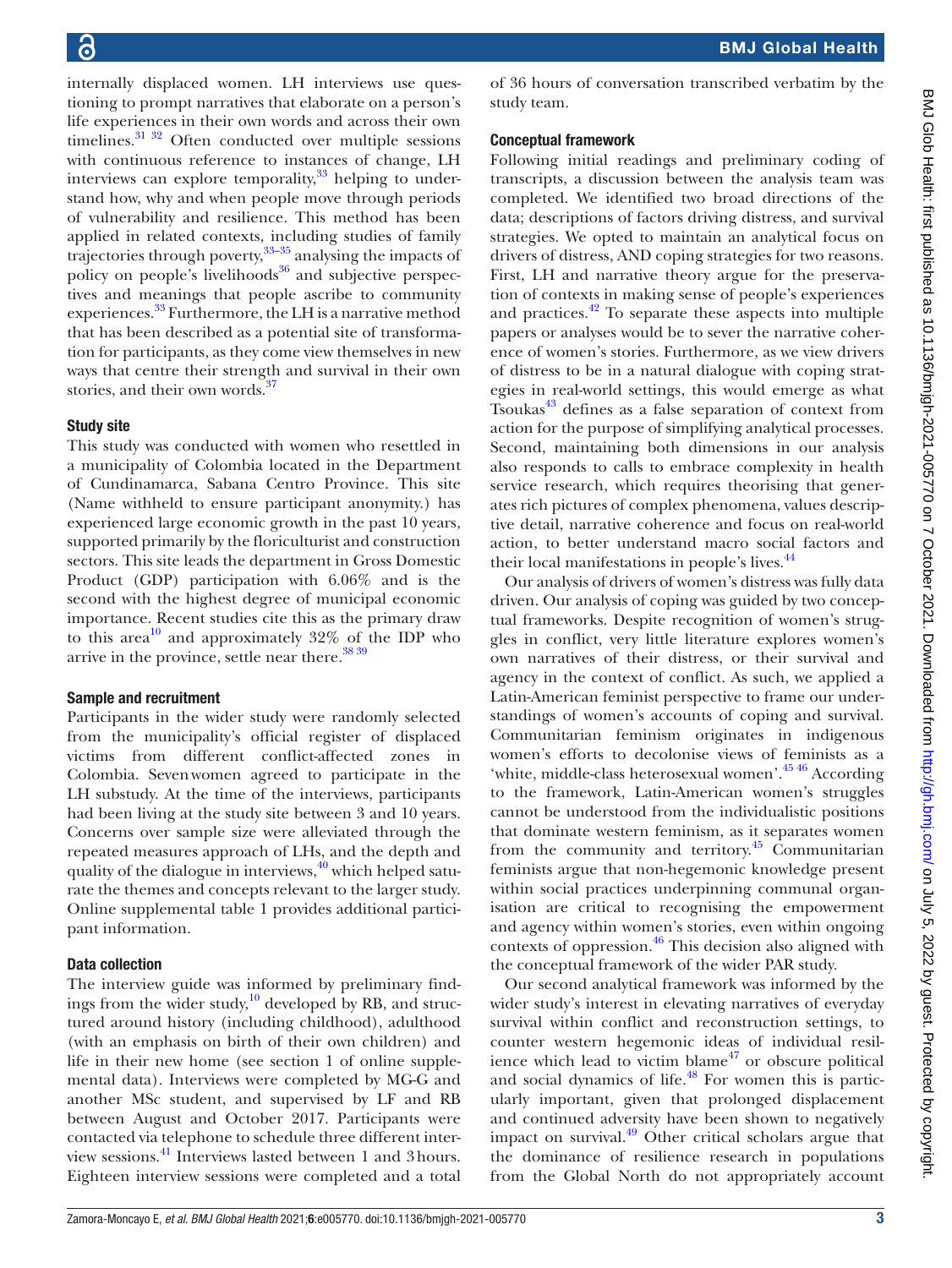internally displaced women. LH interviews use questioning to prompt narratives that elaborate on a person's life experiences in their own words and across their own timelines.[31 32] Often conducted over multiple sessions with continuous reference to instances of change, LH interviews can explore temporality,[33] helping to understand how, why and when people move through periods of vulnerability and resilience. This method has been applied in related contexts, including studies of family trajectories through poverty,[33–35] analysing the impacts of policy on people's livelihoods[36] and subjective perspectives and meanings that people ascribe to community experiences.[33] Furthermore, the LH is a narrative method that has been described as a potential site of transformation for participants, as they come view themselves in new ways that centre their strength and survival in their own stories, and their own words.[37]

### Study site

This study was conducted with women who resettled in a municipality of Colombia located in the Department of Cundinamarca, Sabana Centro Province. This site (Name withheld to ensure participant anonymity.) has experienced large economic growth in the past 10 years, supported primarily by the floriculturist and construction sectors. This site leads the department in Gross Domestic Product (GDP) participation with 6.06% and is the second with the highest degree of municipal economic importance. Recent studies cite this as the primary draw to this area[10] and approximately 32% of the IDP who arrive in the province, settle near there.[38 39]

### Sample and recruitment

Participants in the wider study were randomly selected from the municipality's official register of displaced victims from different conflict-affected zones in Colombia. Seven women agreed to participate in the LH substudy. At the time of the interviews, participants had been living at the study site between 3 and 10 years. Concerns over sample size were alleviated through the repeated measures approach of LHs, and the depth and quality of the dialogue in interviews,[40] which helped saturate the themes and concepts relevant to the larger study. Online supplemental table 1 provides additional participant information.

### Data collection

The interview guide was informed by preliminary findings from the wider study,[10] developed by RB, and structured around history (including childhood), adulthood (with an emphasis on birth of their own children) and life in their new home (see section 1 of online supplemental data). Interviews were completed by MG-G and another MSc student, and supervised by LF and RB between August and October 2017. Participants were contacted via telephone to schedule three different interview sessions.[41] Interviews lasted between 1 and 3 hours. Eighteen interview sessions were completed and a total of 36 hours of conversation transcribed verbatim by the study team.

### Conceptual framework

Following initial readings and preliminary coding of transcripts, a discussion between the analysis team was completed. We identified two broad directions of the data; descriptions of factors driving distress, and survival strategies. We opted to maintain an analytical focus on drivers of distress, AND coping strategies for two reasons. First, LH and narrative theory argue for the preservation of contexts in making sense of people's experiences and practices.[42] To separate these aspects into multiple papers or analyses would be to sever the narrative coherence of women's stories. Furthermore, as we view drivers of distress to be in a natural dialogue with coping strategies in real-world settings, this would emerge as what Tsoukas[43] defines as a false separation of context from action for the purpose of simplifying analytical processes. Second, maintaining both dimensions in our analysis also responds to calls to embrace complexity in health service research, which requires theorising that generates rich pictures of complex phenomena, values descriptive detail, narrative coherence and focus on real-world action, to better understand macro social factors and their local manifestations in people's lives.[44]

Our analysis of drivers of women's distress was fully data driven. Our analysis of coping was guided by two conceptual frameworks. Despite recognition of women's struggles in conflict, very little literature explores women's own narratives of their distress, or their survival and agency in the context of conflict. As such, we applied a Latin-American feminist perspective to frame our understandings of women's accounts of coping and survival. Communitarian feminism originates in indigenous women's efforts to decolonise views of feminists as a 'white, middle-class heterosexual women'.[45 46] According to the framework, Latin-American women's struggles cannot be understood from the individualistic positions that dominate western feminism, as it separates women from the community and territory.[45] Communitarian feminists argue that non-hegemonic knowledge present within social practices underpinning communal organisation are critical to recognising the empowerment and agency within women's stories, even within ongoing contexts of oppression.[46] This decision also aligned with the conceptual framework of the wider PAR study.

Our second analytical framework was informed by the wider study's interest in elevating narratives of everyday survival within conflict and reconstruction settings, to counter western hegemonic ideas of individual resilience which lead to victim blame[47] or obscure political and social dynamics of life.[48] For women this is particularly important, given that prolonged displacement and continued adversity have been shown to negatively impact on survival.[49] Other critical scholars argue that the dominance of resilience research in populations from the Global North do not appropriately account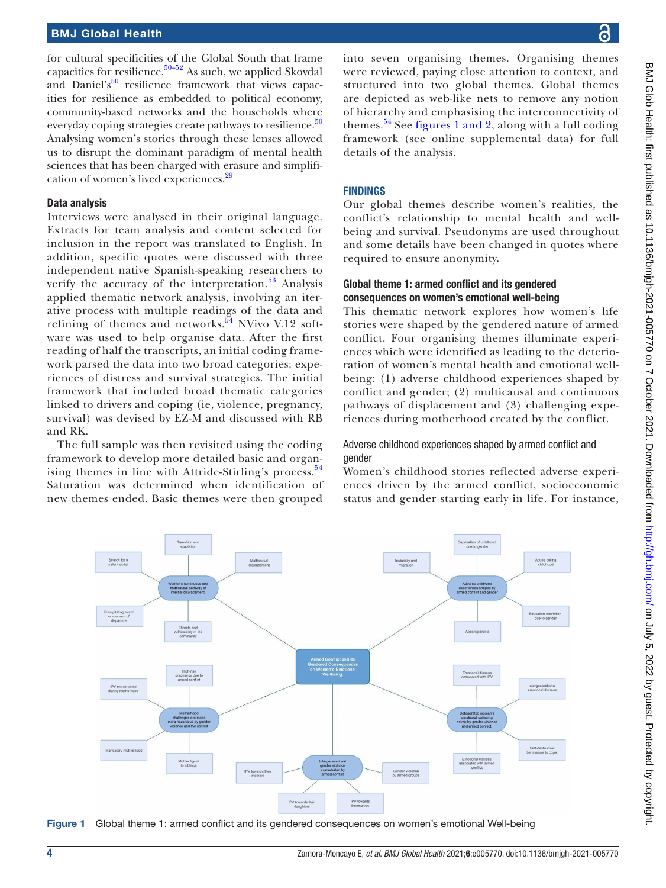for cultural specificities of the Global South that frame capacities for resilience.[50–52] As such, we applied Skovdal and Daniel's[50] resilience framework that views capacities for resilience as embedded to political economy, community-based networks and the households where everyday coping strategies create pathways to resilience.[50] Analysing women's stories through these lenses allowed us to disrupt the dominant paradigm of mental health sciences that has been charged with erasure and simplification of women's lived experiences.[29]

### Data analysis

Interviews were analysed in their original language. Extracts for team analysis and content selected for inclusion in the report was translated to English. In addition, specific quotes were discussed with three independent native Spanish-speaking researchers to verify the accuracy of the interpretation.[53] Analysis applied thematic network analysis, involving an iterative process with multiple readings of the data and refining of themes and networks.[54] NVivo V.12 software was used to help organise data. After the first reading of half the transcripts, an initial coding framework parsed the data into two broad categories: experiences of distress and survival strategies. The initial framework that included broad thematic categories linked to drivers and coping (ie, violence, pregnancy, survival) was devised by EZ-M and discussed with RB and RK.

The full sample was then revisited using the coding framework to develop more detailed basic and organising themes in line with Attride-Stirling's process.[54] Saturation was determined when identification of new themes ended. Basic themes were then grouped into seven organising themes. Organising themes were reviewed, paying close attention to context, and structured into two global themes. Global themes are depicted as web-like nets to remove any notion of hierarchy and emphasising the interconnectivity of themes.[54] See figures 1 and 2, along with a full coding framework (see online supplemental data) for full details of the analysis.

## FINDINGS

Our global themes describe women's realities, the conflict's relationship to mental health and well-being and survival. Pseudonyms are used throughout and some details have been changed in quotes where required to ensure anonymity.

### Global theme 1: armed conflict and its gendered consequences on women's emotional well-being

This thematic network explores how women's life stories were shaped by the gendered nature of armed conflict. Four organising themes illuminate experiences which were identified as leading to the deterioration of women's mental health and emotional well-being: (1) adverse childhood experiences shaped by conflict and gender; (2) multicausal and continuous pathways of displacement and (3) challenging experiences during motherhood created by the conflict.

#### Adverse childhood experiences shaped by armed conflict and gender

Women's childhood stories reflected adverse experiences driven by the armed conflict, socioeconomic status and gender starting early in life. For instance,

Figure 1 Global theme 1: armed conflict and its gendered consequences on women's emotional Well-being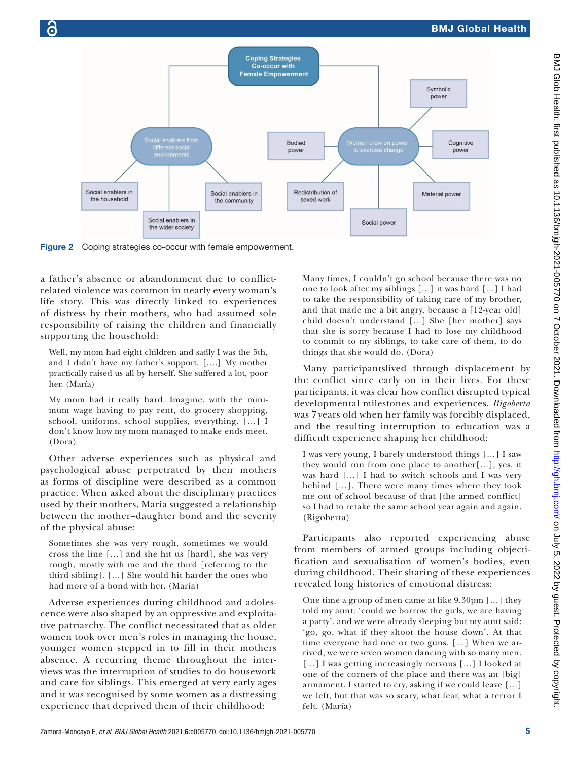Figure 2 Coping strategies co-occur with female empowerment.

a father's absence or abandonment due to conflict-related violence was common in nearly every woman's life story. This was directly linked to experiences of distress by their mothers, who had assumed sole responsibility of raising the children and financially supporting the household:

> Well, my mom had eight children and sadly I was the 5th, and I didn't have my father's support. [….] My mother practically raised us all by herself. She suffered a lot, poor her. (María)

> My mom had it really hard. Imagine, with the minimum wage having to pay rent, do grocery shopping, school, uniforms, school supplies, everything. […] I don't know how my mom managed to make ends meet. (Dora)

Other adverse experiences such as physical and psychological abuse perpetrated by their mothers as forms of discipline were described as a common practice. When asked about the disciplinary practices used by their mothers, Maria suggested a relationship between the mother–daughter bond and the severity of the physical abuse:

> Sometimes she was very rough, sometimes we would cross the line […] and she hit us [hard], she was very rough, mostly with me and the third [referring to the third sibling]. […] She would hit harder the ones who had more of a bond with her. (María)

Adverse experiences during childhood and adolescence were also shaped by an oppressive and exploitative patriarchy. The conflict necessitated that as older women took over men's roles in managing the house, younger women stepped in to fill in their mothers absence. A recurring theme throughout the interviews was the interruption of studies to do housework and care for siblings. This emerged at very early ages and it was recognised by some women as a distressing experience that deprived them of their childhood:

> Many times, I couldn't go school because there was no one to look after my siblings […] it was hard […] I had to take the responsibility of taking care of my brother, and that made me a bit angry, because a [12-year old] child doesn't understand […] She [her mother] says that she is sorry because I had to lose my childhood to commit to my siblings, to take care of them, to do things that she would do. (Dora)

Many participantslived through displacement by the conflict since early on in their lives. For these participants, it was clear how conflict disrupted typical developmental milestones and experiences. *Rigoberta* was 7 years old when her family was forcibly displaced, and the resulting interruption to education was a difficult experience shaping her childhood:

> I was very young, I barely understood things […] I saw they would run from one place to another[…], yes, it was hard […] I had to switch schools and I was very behind […]. There were many times where they took me out of school because of that [the armed conflict] so I had to retake the same school year again and again. (Rigoberta)

Participants also reported experiencing abuse from members of armed groups including objectification and sexualisation of women's bodies, even during childhood. Their sharing of these experiences revealed long histories of emotional distress:

> One time a group of men came at like 9.30pm […] they told my aunt: 'could we borrow the girls, we are having a party', and we were already sleeping but my aunt said: 'go, go, what if they shoot the house down'. At that time everyone had one or two guns. […] When we arrived, we were seven women dancing with so many men. […] I was getting increasingly nervous […] I looked at one of the corners of the place and there was an [big] armament. I started to cry, asking if we could leave […] we left, but that was so scary, what fear, what a terror I felt. (María)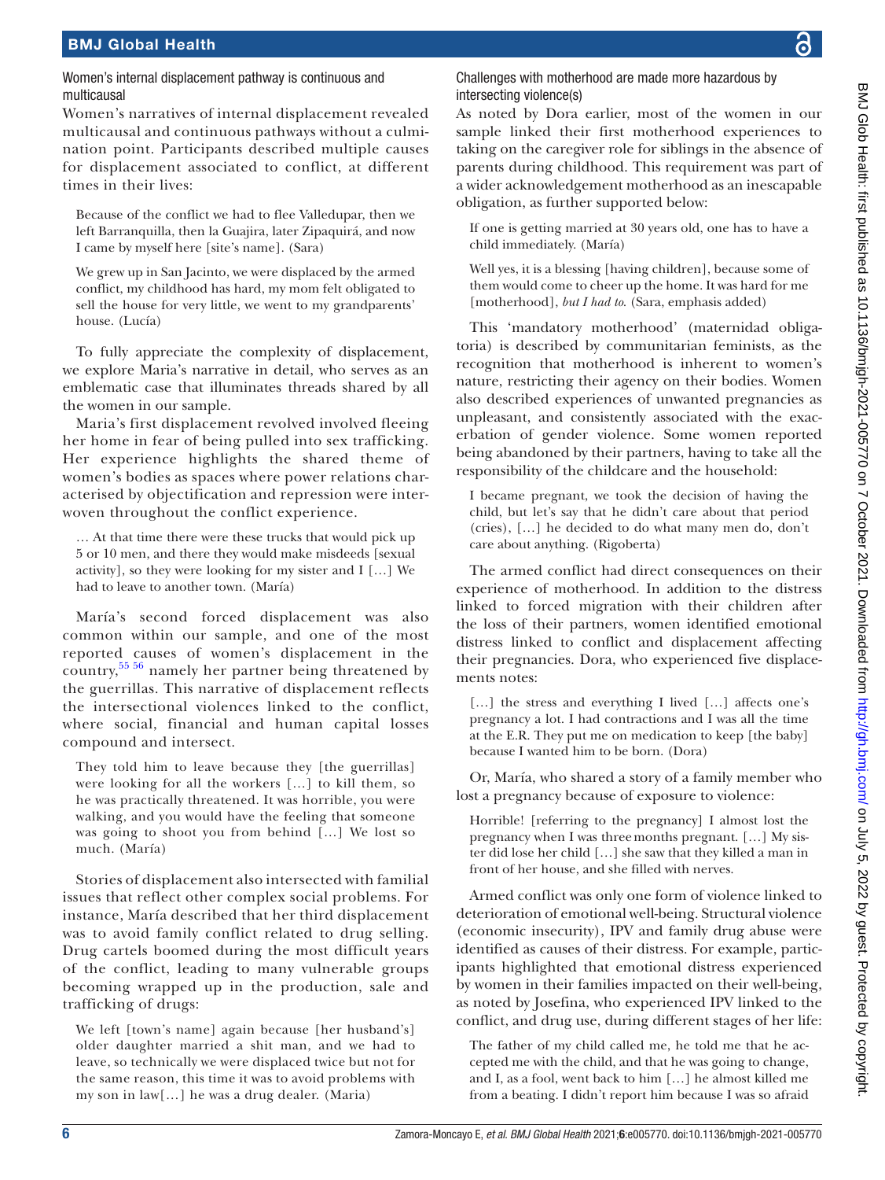### Women's internal displacement pathway is continuous and multicausal

Women's narratives of internal displacement revealed multicausal and continuous pathways without a culmination point. Participants described multiple causes for displacement associated to conflict, at different times in their lives:

> Because of the conflict we had to flee Valledupar, then we left Barranquilla, then la Guajira, later Zipaquirá, and now I came by myself here [site's name]. (Sara)

> We grew up in San Jacinto, we were displaced by the armed conflict, my childhood has hard, my mom felt obligated to sell the house for very little, we went to my grandparents' house. (Lucía)

To fully appreciate the complexity of displacement, we explore Maria's narrative in detail, who serves as an emblematic case that illuminates threads shared by all the women in our sample.

Maria's first displacement revolved involved fleeing her home in fear of being pulled into sex trafficking. Her experience highlights the shared theme of women's bodies as spaces where power relations characterised by objectification and repression were interwoven throughout the conflict experience.

> … At that time there were these trucks that would pick up 5 or 10 men, and there they would make misdeeds [sexual activity], so they were looking for my sister and I […] We had to leave to another town. (María)

María's second forced displacement was also common within our sample, and one of the most reported causes of women's displacement in the country,[55 56] namely her partner being threatened by the guerrillas. This narrative of displacement reflects the intersectional violences linked to the conflict, where social, financial and human capital losses compound and intersect.

> They told him to leave because they [the guerrillas] were looking for all the workers […] to kill them, so he was practically threatened. It was horrible, you were walking, and you would have the feeling that someone was going to shoot you from behind […] We lost so much. (María)

Stories of displacement also intersected with familial issues that reflect other complex social problems. For instance, María described that her third displacement was to avoid family conflict related to drug selling. Drug cartels boomed during the most difficult years of the conflict, leading to many vulnerable groups becoming wrapped up in the production, sale and trafficking of drugs:

> We left [town's name] again because [her husband's] older daughter married a shit man, and we had to leave, so technically we were displaced twice but not for the same reason, this time it was to avoid problems with my son in law[…] he was a drug dealer. (Maria)

### Challenges with motherhood are made more hazardous by intersecting violence(s)

As noted by Dora earlier, most of the women in our sample linked their first motherhood experiences to taking on the caregiver role for siblings in the absence of parents during childhood. This requirement was part of a wider acknowledgement motherhood as an inescapable obligation, as further supported below:

> If one is getting married at 30 years old, one has to have a child immediately. (María)

> Well yes, it is a blessing [having children], because some of them would come to cheer up the home. It was hard for me [motherhood], *but I had to*. (Sara, emphasis added)

This 'mandatory motherhood' (maternidad obligatoria) is described by communitarian feminists, as the recognition that motherhood is inherent to women's nature, restricting their agency on their bodies. Women also described experiences of unwanted pregnancies as unpleasant, and consistently associated with the exacerbation of gender violence. Some women reported being abandoned by their partners, having to take all the responsibility of the childcare and the household:

> I became pregnant, we took the decision of having the child, but let's say that he didn't care about that period (cries), […] he decided to do what many men do, don't care about anything. (Rigoberta)

The armed conflict had direct consequences on their experience of motherhood. In addition to the distress linked to forced migration with their children after the loss of their partners, women identified emotional distress linked to conflict and displacement affecting their pregnancies. Dora, who experienced five displacements notes:

> […] the stress and everything I lived […] affects one's pregnancy a lot. I had contractions and I was all the time at the E.R. They put me on medication to keep [the baby] because I wanted him to be born. (Dora)

Or, María, who shared a story of a family member who lost a pregnancy because of exposure to violence:

> Horrible! [referring to the pregnancy] I almost lost the pregnancy when I was three months pregnant. […] My sister did lose her child […] she saw that they killed a man in front of her house, and she filled with nerves.

Armed conflict was only one form of violence linked to deterioration of emotional well-being. Structural violence (economic insecurity), IPV and family drug abuse were identified as causes of their distress. For example, participants highlighted that emotional distress experienced by women in their families impacted on their well-being, as noted by Josefina, who experienced IPV linked to the conflict, and drug use, during different stages of her life:

> The father of my child called me, he told me that he accepted me with the child, and that he was going to change, and I, as a fool, went back to him […] he almost killed me from a beating. I didn't report him because I was so afraid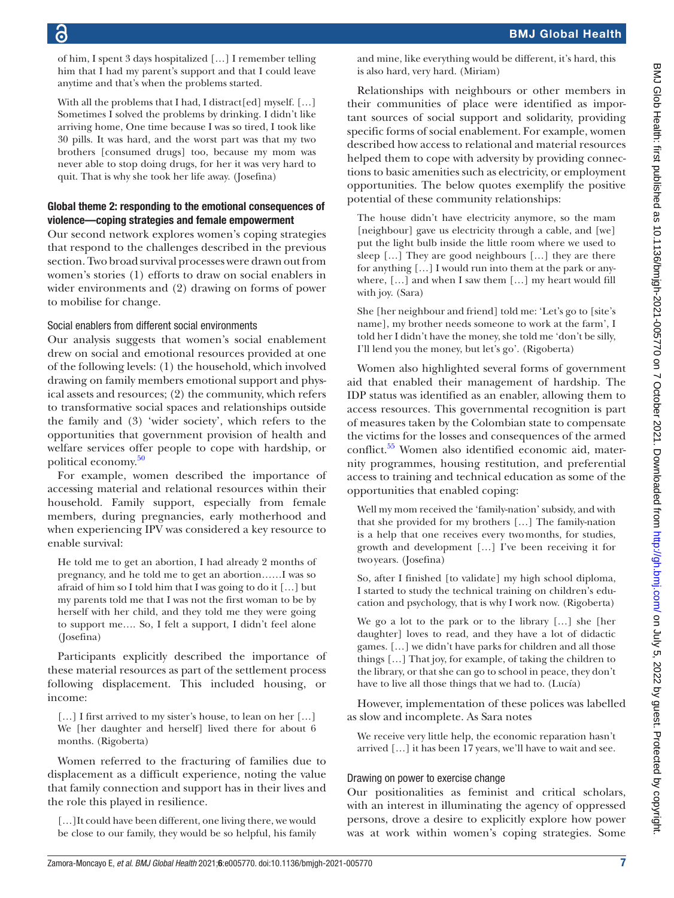of him, I spent 3 days hospitalized […] I remember telling him that I had my parent's support and that I could leave anytime and that's when the problems started.

With all the problems that I had, I distract[ed] myself. […] Sometimes I solved the problems by drinking. I didn't like arriving home, One time because I was so tired, I took like 30 pills. It was hard, and the worst part was that my two brothers [consumed drugs] too, because my mom was never able to stop doing drugs, for her it was very hard to quit. That is why she took her life away. (Josefina)

### Global theme 2: responding to the emotional consequences of violence—coping strategies and female empowerment

Our second network explores women's coping strategies that respond to the challenges described in the previous section. Two broad survival processes were drawn out from women's stories (1) efforts to draw on social enablers in wider environments and (2) drawing on forms of power to mobilise for change.

#### Social enablers from different social environments

Our analysis suggests that women's social enablement drew on social and emotional resources provided at one of the following levels: (1) the household, which involved drawing on family members emotional support and physical assets and resources; (2) the community, which refers to transformative social spaces and relationships outside the family and (3) 'wider society', which refers to the opportunities that government provision of health and welfare services offer people to cope with hardship, or political economy.[50]

For example, women described the importance of accessing material and relational resources within their household. Family support, especially from female members, during pregnancies, early motherhood and when experiencing IPV was considered a key resource to enable survival:

He told me to get an abortion, I had already 2 months of pregnancy, and he told me to get an abortion……I was so afraid of him so I told him that I was going to do it […] but my parents told me that I was not the first woman to be by herself with her child, and they told me they were going to support me…. So, I felt a support, I didn't feel alone (Josefina)

Participants explicitly described the importance of these material resources as part of the settlement process following displacement. This included housing, or income:

[…] I first arrived to my sister's house, to lean on her […] We [her daughter and herself] lived there for about 6 months. (Rigoberta)

Women referred to the fracturing of families due to displacement as a difficult experience, noting the value that family connection and support has in their lives and the role this played in resilience.

[…]It could have been different, one living there, we would be close to our family, they would be so helpful, his family and mine, like everything would be different, it's hard, this is also hard, very hard. (Miriam)

Relationships with neighbours or other members in their communities of place were identified as important sources of social support and solidarity, providing specific forms of social enablement. For example, women described how access to relational and material resources helped them to cope with adversity by providing connections to basic amenities such as electricity, or employment opportunities. The below quotes exemplify the positive potential of these community relationships:

The house didn't have electricity anymore, so the mam [neighbour] gave us electricity through a cable, and [we] put the light bulb inside the little room where we used to sleep […] They are good neighbours […] they are there for anything […] I would run into them at the park or anywhere, […] and when I saw them […] my heart would fill with joy. (Sara)

She [her neighbour and friend] told me: 'Let's go to [site's name], my brother needs someone to work at the farm', I told her I didn't have the money, she told me 'don't be silly, I'll lend you the money, but let's go'. (Rigoberta)

Women also highlighted several forms of government aid that enabled their management of hardship. The IDP status was identified as an enabler, allowing them to access resources. This governmental recognition is part of measures taken by the Colombian state to compensate the victims for the losses and consequences of the armed conflict.[55] Women also identified economic aid, maternity programmes, housing restitution, and preferential access to training and technical education as some of the opportunities that enabled coping:

Well my mom received the 'family-nation' subsidy, and with that she provided for my brothers […] The family-nation is a help that one receives every two months, for studies, growth and development […] I've been receiving it for two years. (Josefina)

So, after I finished [to validate] my high school diploma, I started to study the technical training on children's education and psychology, that is why I work now. (Rigoberta)

We go a lot to the park or to the library […] she [her daughter] loves to read, and they have a lot of didactic games. […] we didn't have parks for children and all those things […] That joy, for example, of taking the children to the library, or that she can go to school in peace, they don't have to live all those things that we had to. (Lucía)

However, implementation of these polices was labelled as slow and incomplete. As Sara notes

We receive very little help, the economic reparation hasn't arrived […] it has been 17 years, we'll have to wait and see.

#### Drawing on power to exercise change

Our positionalities as feminist and critical scholars, with an interest in illuminating the agency of oppressed persons, drove a desire to explicitly explore how power was at work within women's coping strategies. Some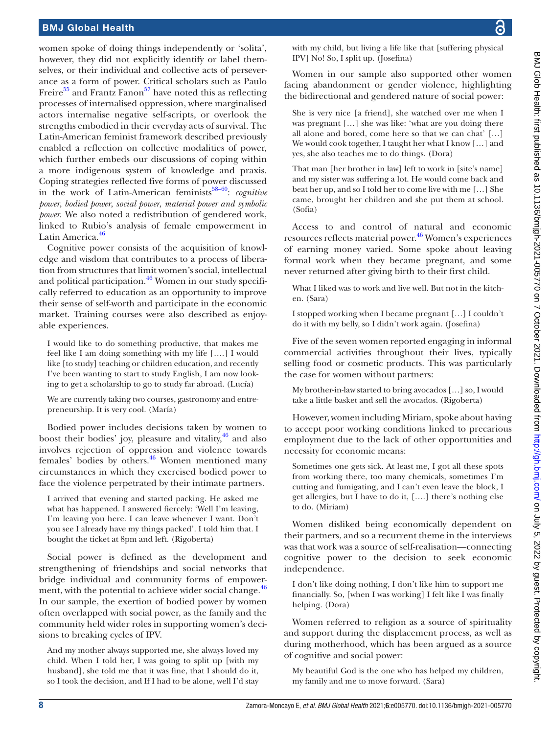women spoke of doing things independently or 'solita', however, they did not explicitly identify or label themselves, or their individual and collective acts of perseverance as a form of power. Critical scholars such as Paulo Freire[55] and Frantz Fanon[57] have noted this as reflecting processes of internalised oppression, where marginalised actors internalise negative self-scripts, or overlook the strengths embodied in their everyday acts of survival. The Latin-American feminist framework described previously enabled a reflection on collective modalities of power, which further embeds our discussions of coping within a more indigenous system of knowledge and praxis. Coping strategies reflected five forms of power discussed in the work of Latin-American feminists[58–60]: *cognitive power, bodied power, social power, material power and symbolic power*. We also noted a redistribution of gendered work, linked to Rubio's analysis of female empowerment in Latin America.[46]

Cognitive power consists of the acquisition of knowledge and wisdom that contributes to a process of liberation from structures that limit women's social, intellectual and political participation.[46] Women in our study specifically referred to education as an opportunity to improve their sense of self-worth and participate in the economic market. Training courses were also described as enjoyable experiences.

> I would like to do something productive, that makes me feel like I am doing something with my life [….] I would like [to study] teaching or children education, and recently I've been wanting to start to study English, I am now looking to get a scholarship to go to study far abroad. (Lucía)

> We are currently taking two courses, gastronomy and entrepreneurship. It is very cool. (María)

Bodied power includes decisions taken by women to boost their bodies' joy, pleasure and vitality,[46] and also involves rejection of oppression and violence towards females' bodies by others.[46] Women mentioned many circumstances in which they exercised bodied power to face the violence perpetrated by their intimate partners.

> I arrived that evening and started packing. He asked me what has happened. I answered fiercely: 'Well I'm leaving, I'm leaving you here. I can leave whenever I want. Don't you see I already have my things packed'. I told him that. I bought the ticket at 8pm and left. (Rigoberta)

Social power is defined as the development and strengthening of friendships and social networks that bridge individual and community forms of empowerment, with the potential to achieve wider social change.[46] In our sample, the exertion of bodied power by women often overlapped with social power, as the family and the community held wider roles in supporting women's decisions to breaking cycles of IPV.

> And my mother always supported me, she always loved my child. When I told her, I was going to split up [with my husband], she told me that it was fine, that I should do it, so I took the decision, and If I had to be alone, well I'd stay with my child, but living a life like that [suffering physical IPV] No! So, I split up. (Josefina)

Women in our sample also supported other women facing abandonment or gender violence, highlighting the bidirectional and gendered nature of social power:

> She is very nice [a friend], she watched over me when I was pregnant […] she was like: 'what are you doing there all alone and bored, come here so that we can chat' […] We would cook together, I taught her what I know […] and yes, she also teaches me to do things. (Dora)

> That man [her brother in law] left to work in [site's name] and my sister was suffering a lot. He would come back and beat her up, and so I told her to come live with me […] She came, brought her children and she put them at school. (Sofia)

Access to and control of natural and economic resources reflects material power.[46] Women's experiences of earning money varied. Some spoke about leaving formal work when they became pregnant, and some never returned after giving birth to their first child.

> What I liked was to work and live well. But not in the kitchen. (Sara)

> I stopped working when I became pregnant […] I couldn't do it with my belly, so I didn't work again. (Josefina)

Five of the seven women reported engaging in informal commercial activities throughout their lives, typically selling food or cosmetic products. This was particularly the case for women without partners:

> My brother-in-law started to bring avocados […] so, I would take a little basket and sell the avocados. (Rigoberta)

However, women including Miriam, spoke about having to accept poor working conditions linked to precarious employment due to the lack of other opportunities and necessity for economic means:

> Sometimes one gets sick. At least me, I got all these spots from working there, too many chemicals, sometimes I'm cutting and fumigating, and I can't even leave the block, I get allergies, but I have to do it, [….] there's nothing else to do. (Miriam)

Women disliked being economically dependent on their partners, and so a recurrent theme in the interviews was that work was a source of self-realisation—connecting cognitive power to the decision to seek economic independence.

> I don't like doing nothing, I don't like him to support me financially. So, [when I was working] I felt like I was finally helping. (Dora)

Women referred to religion as a source of spirituality and support during the displacement process, as well as during motherhood, which has been argued as a source of cognitive and social power:

> My beautiful God is the one who has helped my children, my family and me to move forward. (Sara)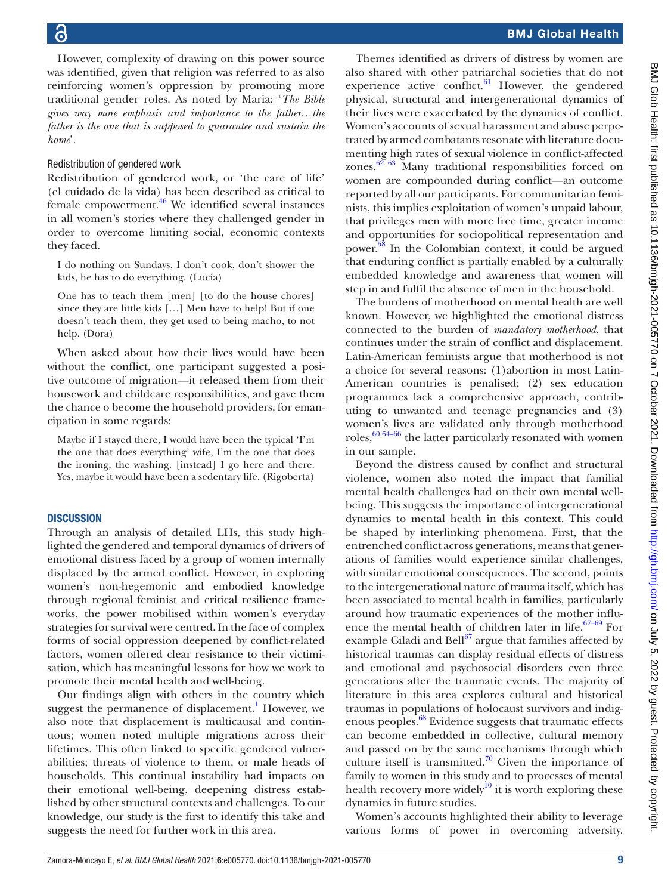However, complexity of drawing on this power source was identified, given that religion was referred to as also reinforcing women's oppression by promoting more traditional gender roles. As noted by Maria: '*The Bible gives way more emphasis and importance to the father…the father is the one that is supposed to guarantee and sustain the home*'.

### Redistribution of gendered work

Redistribution of gendered work, or 'the care of life' (el cuidado de la vida) has been described as critical to female empowerment.[46] We identified several instances in all women's stories where they challenged gender in order to overcome limiting social, economic contexts they faced.

> I do nothing on Sundays, I don't cook, don't shower the kids, he has to do everything. (Lucía)

> One has to teach them [men] [to do the house chores] since they are little kids […] Men have to help! But if one doesn't teach them, they get used to being macho, to not help. (Dora)

When asked about how their lives would have been without the conflict, one participant suggested a positive outcome of migration—it released them from their housework and childcare responsibilities, and gave them the chance o become the household providers, for emancipation in some regards:

> Maybe if I stayed there, I would have been the typical 'I'm the one that does everything' wife, I'm the one that does the ironing, the washing. [instead] I go here and there. Yes, maybe it would have been a sedentary life. (Rigoberta)

## DISCUSSION

Through an analysis of detailed LHs, this study highlighted the gendered and temporal dynamics of drivers of emotional distress faced by a group of women internally displaced by the armed conflict. However, in exploring women's non-hegemonic and embodied knowledge through regional feminist and critical resilience frameworks, the power mobilised within women's everyday strategies for survival were centred. In the face of complex forms of social oppression deepened by conflict-related factors, women offered clear resistance to their victimisation, which has meaningful lessons for how we work to promote their mental health and well-being.

Our findings align with others in the country which suggest the permanence of displacement.[1] However, we also note that displacement is multicausal and continuous; women noted multiple migrations across their lifetimes. This often linked to specific gendered vulnerabilities; threats of violence to them, or male heads of households. This continual instability had impacts on their emotional well-being, deepening distress established by other structural contexts and challenges. To our knowledge, our study is the first to identify this take and suggests the need for further work in this area.

Themes identified as drivers of distress by women are also shared with other patriarchal societies that do not experience active conflict.[61] However, the gendered physical, structural and intergenerational dynamics of their lives were exacerbated by the dynamics of conflict. Women's accounts of sexual harassment and abuse perpetrated by armed combatants resonate with literature documenting high rates of sexual violence in conflict-affected zones.[62 63] Many traditional responsibilities forced on women are compounded during conflict—an outcome reported by all our participants. For communitarian feminists, this implies exploitation of women's unpaid labour, that privileges men with more free time, greater income and opportunities for sociopolitical representation and power.[58] In the Colombian context, it could be argued that enduring conflict is partially enabled by a culturally embedded knowledge and awareness that women will step in and fulfil the absence of men in the household.

The burdens of motherhood on mental health are well known. However, we highlighted the emotional distress connected to the burden of *mandatory motherhood*, that continues under the strain of conflict and displacement. Latin-American feminists argue that motherhood is not a choice for several reasons: (1) abortion in most Latin-American countries is penalised; (2) sex education programmes lack a comprehensive approach, contributing to unwanted and teenage pregnancies and (3) women's lives are validated only through motherhood roles,[60 64–66] the latter particularly resonated with women in our sample.

Beyond the distress caused by conflict and structural violence, women also noted the impact that familial mental health challenges had on their own mental well-being. This suggests the importance of intergenerational dynamics to mental health in this context. This could be shaped by interlinking phenomena. First, that the entrenched conflict across generations, means that generations of families would experience similar challenges, with similar emotional consequences. The second, points to the intergenerational nature of trauma itself, which has been associated to mental health in families, particularly around how traumatic experiences of the mother influence the mental health of children later in life.[67–69] For example Giladi and Bell[67] argue that families affected by historical traumas can display residual effects of distress and emotional and psychosocial disorders even three generations after the traumatic events. The majority of literature in this area explores cultural and historical traumas in populations of holocaust survivors and indigenous peoples.[68] Evidence suggests that traumatic effects can become embedded in collective, cultural memory and passed on by the same mechanisms through which culture itself is transmitted.[70] Given the importance of family to women in this study and to processes of mental health recovery more widely[10] it is worth exploring these dynamics in future studies.

Women's accounts highlighted their ability to leverage various forms of power in overcoming adversity.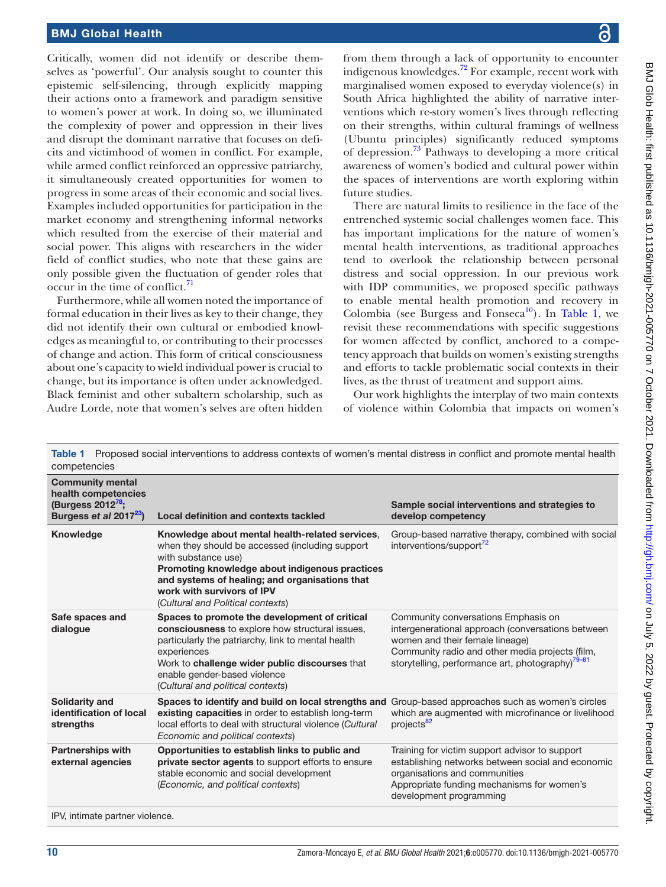Critically, women did not identify or describe themselves as 'powerful'. Our analysis sought to counter this epistemic self-silencing, through explicitly mapping their actions onto a framework and paradigm sensitive to women's power at work. In doing so, we illuminated the complexity of power and oppression in their lives and disrupt the dominant narrative that focuses on deficits and victimhood of women in conflict. For example, while armed conflict reinforced an oppressive patriarchy, it simultaneously created opportunities for women to progress in some areas of their economic and social lives. Examples included opportunities for participation in the market economy and strengthening informal networks which resulted from the exercise of their material and social power. This aligns with researchers in the wider field of conflict studies, who note that these gains are only possible given the fluctuation of gender roles that occur in the time of conflict.[71]

Furthermore, while all women noted the importance of formal education in their lives as key to their change, they did not identify their own cultural or embodied knowledges as meaningful to, or contributing to their processes of change and action. This form of critical consciousness about one's capacity to wield individual power is crucial to change, but its importance is often under acknowledged. Black feminist and other subaltern scholarship, such as Audre Lorde, note that women's selves are often hidden from them through a lack of opportunity to encounter indigenous knowledges.[72] For example, recent work with marginalised women exposed to everyday violence(s) in South Africa highlighted the ability of narrative interventions which re-story women's lives through reflecting on their strengths, within cultural framings of wellness (Ubuntu principles) significantly reduced symptoms of depression.[73] Pathways to developing a more critical awareness of women's bodied and cultural power within the spaces of interventions are worth exploring within future studies.

There are natural limits to resilience in the face of the entrenched systemic social challenges women face. This has important implications for the nature of women's mental health interventions, as traditional approaches tend to overlook the relationship between personal distress and social oppression. In our previous work with IDP communities, we proposed specific pathways to enable mental health promotion and recovery in Colombia (see Burgess and Fonseca[10]). In Table 1, we revisit these recommendations with specific suggestions for women affected by conflict, anchored to a competency approach that builds on women's existing strengths and efforts to tackle problematic social contexts in their lives, as the thrust of treatment and support aims.

Our work highlights the interplay of two main contexts of violence within Colombia that impacts on women's

**Table 1** Proposed social interventions to address contexts of women's mental distress in conflict and promote mental health competencies

| Community mental health competencies (Burgess 2012[78]; Burgess *et al* 2017[23]) | Local definition and contexts tackled | Sample social interventions and strategies to develop competency |
|---|---|---|
| Knowledge | **Knowledge about mental health-related services**, when they should be accessed (including support with substance use)<br>**Promoting knowledge about indigenous practices and systems of healing; and organisations that work with survivors of IPV**<br>(*Cultural and Political contexts*) | Group-based narrative therapy, combined with social interventions/support[72] |
| Safe spaces and dialogue | **Spaces to promote the development of critical consciousness** to explore how structural issues, particularly the patriarchy, link to mental health experiences<br>Work to **challenge wider public discourses** that enable gender-based violence<br>(*Cultural and political contexts*) | Community conversations Emphasis on intergenerational approach (conversations between women and their female lineage)<br>Community radio and other media projects (film, storytelling, performance art, photography)[79–81] |
| Solidarity and identification of local strengths | **Spaces to identify and build on local strengths and existing capacities** in order to establish long-term local efforts to deal with structural violence (*Cultural Economic and political contexts*) | Group-based approaches such as women's circles which are augmented with microfinance or livelihood projects[82] |
| Partnerships with external agencies | **Opportunities to establish links to public and private sector agents** to support efforts to ensure stable economic and social development<br>(*Economic, and political contexts*) | Training for victim support advisor to support establishing networks between social and economic organisations and communities<br>Appropriate funding mechanisms for women's development programming |

IPV, intimate partner violence.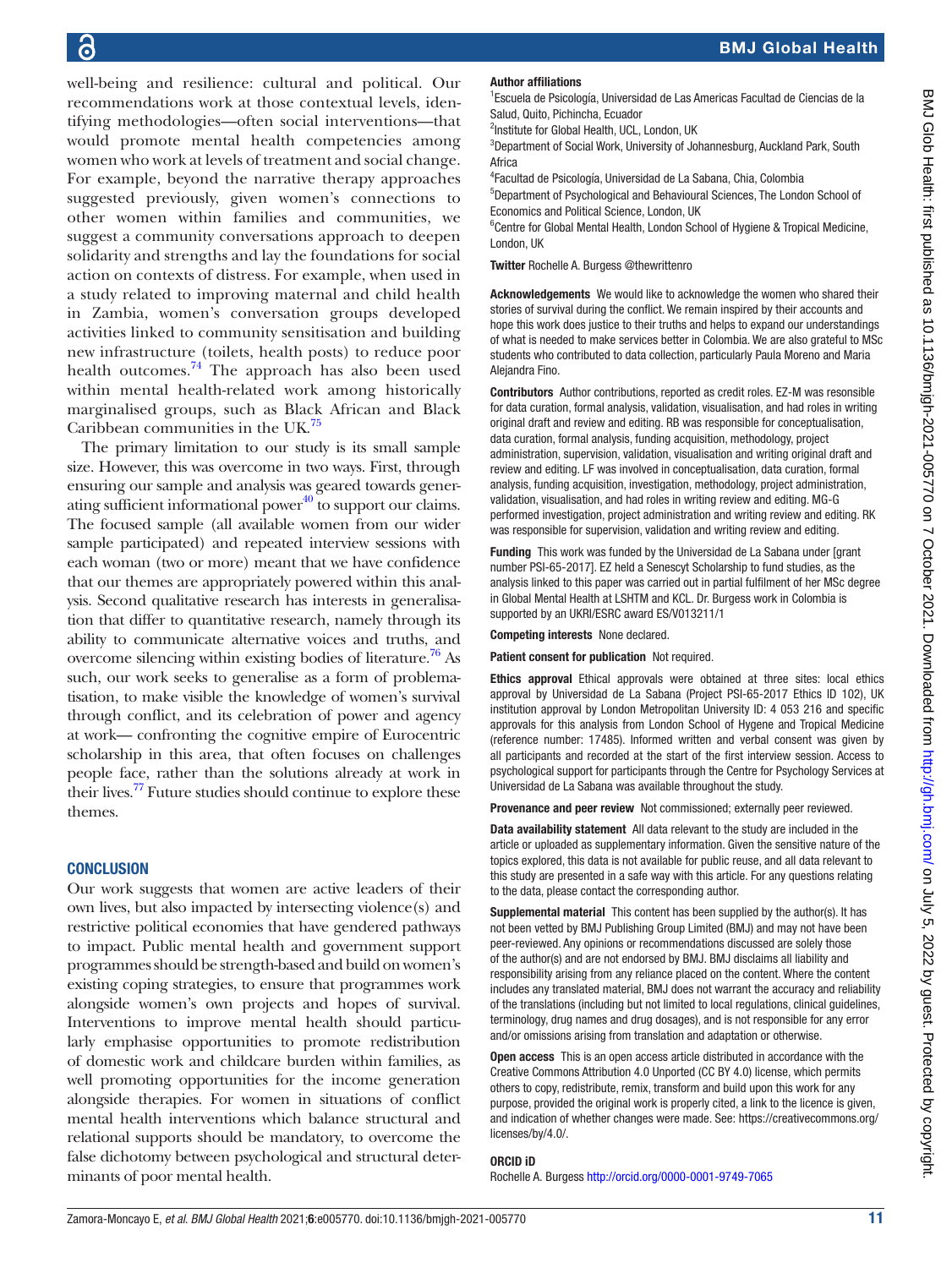well-being and resilience: cultural and political. Our recommendations work at those contextual levels, identifying methodologies—often social interventions—that would promote mental health competencies among women who work at levels of treatment and social change. For example, beyond the narrative therapy approaches suggested previously, given women's connections to other women within families and communities, we suggest a community conversations approach to deepen solidarity and strengths and lay the foundations for social action on contexts of distress. For example, when used in a study related to improving maternal and child health in Zambia, women's conversation groups developed activities linked to community sensitisation and building new infrastructure (toilets, health posts) to reduce poor health outcomes.[74] The approach has also been used within mental health-related work among historically marginalised groups, such as Black African and Black Caribbean communities in the UK.[75]

The primary limitation to our study is its small sample size. However, this was overcome in two ways. First, through ensuring our sample and analysis was geared towards generating sufficient informational power[40] to support our claims. The focused sample (all available women from our wider sample participated) and repeated interview sessions with each woman (two or more) meant that we have confidence that our themes are appropriately powered within this analysis. Second qualitative research has interests in generalisation that differ to quantitative research, namely through its ability to communicate alternative voices and truths, and overcome silencing within existing bodies of literature.[76] As such, our work seeks to generalise as a form of problematisation, to make visible the knowledge of women's survival through conflict, and its celebration of power and agency at work— confronting the cognitive empire of Eurocentric scholarship in this area, that often focuses on challenges people face, rather than the solutions already at work in their lives.[77] Future studies should continue to explore these themes.

## CONCLUSION

Our work suggests that women are active leaders of their own lives, but also impacted by intersecting violence(s) and restrictive political economies that have gendered pathways to impact. Public mental health and government support programmes should be strength-based and build on women's existing coping strategies, to ensure that programmes work alongside women's own projects and hopes of survival. Interventions to improve mental health should particularly emphasise opportunities to promote redistribution of domestic work and childcare burden within families, as well promoting opportunities for the income generation alongside therapies. For women in situations of conflict mental health interventions which balance structural and relational supports should be mandatory, to overcome the false dichotomy between psychological and structural determinants of poor mental health.

**Author affiliations**

[1]Escuela de Psicología, Universidad de Las Americas Facultad de Ciencias de la Salud, Quito, Pichincha, Ecuador
[2]Institute for Global Health, UCL, London, UK
[3]Department of Social Work, University of Johannesburg, Auckland Park, South Africa
[4]Facultad de Psicología, Universidad de La Sabana, Chia, Colombia
[5]Department of Psychological and Behavioural Sciences, The London School of Economics and Political Science, London, UK
[6]Centre for Global Mental Health, London School of Hygiene & Tropical Medicine, London, UK

**Twitter** Rochelle A. Burgess @thewrittenro

**Acknowledgements** We would like to acknowledge the women who shared their stories of survival during the conflict. We remain inspired by their accounts and hope this work does justice to their truths and helps to expand our understandings of what is needed to make services better in Colombia. We are also grateful to MSc students who contributed to data collection, particularly Paula Moreno and Maria Alejandra Fino.

**Contributors** Author contributions, reported as credit roles. EZ-M was resonsible for data curation, formal analysis, validation, visualisation, and had roles in writing original draft and review and editing. RB was responsible for conceptualisation, data curation, formal analysis, funding acquisition, methodology, project administration, supervision, validation, visualisation and writing original draft and review and editing. LF was involved in conceptualisation, data curation, formal analysis, funding acquisition, investigation, methodology, project administration, validation, visualisation, and had roles in writing review and editing. MG-G performed investigation, project administration and writing review and editing. RK was responsible for supervision, validation and writing review and editing.

**Funding** This work was funded by the Universidad de La Sabana under [grant number PSI-65-2017]. EZ held a Senescyt Scholarship to fund studies, as the analysis linked to this paper was carried out in partial fulfilment of her MSc degree in Global Mental Health at LSHTM and KCL. Dr. Burgess work in Colombia is supported by an UKRI/ESRC award ES/V013211/1

**Competing interests** None declared.

**Patient consent for publication** Not required.

**Ethics approval** Ethical approvals were obtained at three sites: local ethics approval by Universidad de La Sabana (Project PSI-65-2017 Ethics ID 102), UK institution approval by London Metropolitan University ID: 4 053 216 and specific approvals for this analysis from London School of Hygene and Tropical Medicine (reference number: 17485). Informed written and verbal consent was given by all participants and recorded at the start of the first interview session. Access to psychological support for participants through the Centre for Psychology Services at Universidad de La Sabana was available throughout the study.

**Provenance and peer review** Not commissioned; externally peer reviewed.

**Data availability statement** All data relevant to the study are included in the article or uploaded as supplementary information. Given the sensitive nature of the topics explored, this data is not available for public reuse, and all data relevant to this study are presented in a safe way with this article. For any questions relating to the data, please contact the corresponding author.

**Supplemental material** This content has been supplied by the author(s). It has not been vetted by BMJ Publishing Group Limited (BMJ) and may not have been peer-reviewed. Any opinions or recommendations discussed are solely those of the author(s) and are not endorsed by BMJ. BMJ disclaims all liability and responsibility arising from any reliance placed on the content. Where the content includes any translated material, BMJ does not warrant the accuracy and reliability of the translations (including but not limited to local regulations, clinical guidelines, terminology, drug names and drug dosages), and is not responsible for any error and/or omissions arising from translation and adaptation or otherwise.

**Open access** This is an open access article distributed in accordance with the Creative Commons Attribution 4.0 Unported (CC BY 4.0) license, which permits others to copy, redistribute, remix, transform and build upon this work for any purpose, provided the original work is properly cited, a link to the licence is given, and indication of whether changes were made. See: https://creativecommons.org/licenses/by/4.0/.

**ORCID iD**

Rochelle A. Burgess http://orcid.org/0000-0001-9749-7065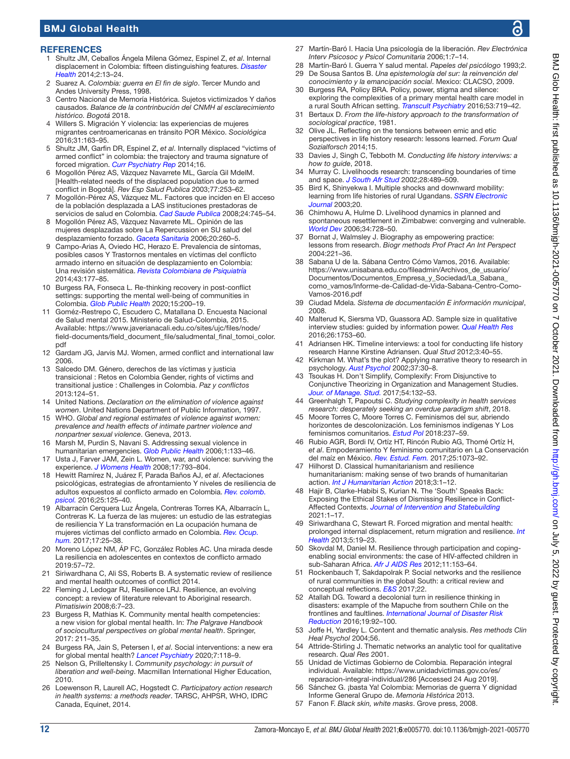## REFERENCES

1. Shultz JM, Ceballos Ángela Milena Gómez, Espinel Z, *et al*. Internal displacement in Colombia: fifteen distinguishing features. *Disaster Health* 2014;2:13–24.
2. Suarez A. *Colombia: guerra en El fin de siglo*. Tercer Mundo and Andes University Press, 1998.
3. Centro Nacional de Memoria Histórica. Sujetos victimizados Y daños causados. *Balance de la contribución del CNMH al esclarecimiento histórico. Bogotá* 2018.
4. Willers S. Migración Y violencia: las experiencias de mujeres migrantes centroamericanas en tránsito POR México. *Sociológica* 2016;31:163–95.
5. Shultz JM, Garfin DR, Espinel Z, *et al*. Internally displaced "victims of armed conflict" in colombia: the trajectory and trauma signature of forced migration. *Curr Psychiatry Rep* 2014;16.
6. Mogollón Pérez AS, Vázquez Navarrete ML, García Gil MdelM. [Health-related needs of the displaced population due to armed conflict in Bogotá]. *Rev Esp Salud Publica* 2003;77:253–62.
7. Mogollón-Pérez AS, Vázquez ML. Factores que inciden en El acceso de la población desplazada a LAS instituciones prestadoras de servicios de salud en Colombia. *Cad Saude Publica* 2008;24:745–54.
8. Mogollón Pérez AS, Vázquez Navarrete ML. Opinión de las mujeres desplazadas sobre La Repercussion en SU salud del desplazamiento forzado. *Gaceta Sanitaria* 2006;20:260–5.
9. Campo-Arias A, Oviedo HC, Herazo E. Prevalencia de síntomas, posibles casos Y Trastornos mentales en víctimas del conflicto armado interno en situación de desplazamiento en Colombia: Una revisión sistemática. *Revista Colombiana de Psiquiatría* 2014;43:177–85.
10. Burgess RA, Fonseca L. Re-thinking recovery in post-conflict settings: supporting the mental well-being of communities in Colombia. *Glob Public Health* 2020;15:200–19.
11. Goméz-Restrepo C, Escudero C, Matallana D. Encuesta Nacional de Salud mental 2015. Ministerio de Salud-Colombia, 2015. Available: https://www.javerianacali.edu.co/sites/ujc/files/node/field-documents/field_document_file/saludmental_final_tomoi_color.pdf
12. Gardam JG, Jarvis MJ. Women, armed conflict and international law 2006.
13. Salcedo DM. Género, derechos de las víctimas y justicia transicional : Retos en Colombia Gender, rights of victims and transitional justice : Challenges in Colombia. *Paz y conflictos* 2013:124–51.
14. United Nations. *Declaration on the elimination of violence against women*. United Nations Department of Public Information, 1997.
15. WHO. *Global and regional estimates of violence against women: prevalence and health effects of intimate partner violence and nonpartner sexual violence*. Geneva, 2013.
16. Marsh M, Purdin S, Navani S. Addressing sexual violence in humanitarian emergencies. *Glob Public Health* 2006;1:133–46.
17. Usta J, Farver JAM, Zein L. Women, war, and violence: surviving the experience. *J Womens Health* 2008;17:793–804.
18. Hewitt Ramírez N, Juárez F, Parada Baños AJ, *et al*. Afectaciones psicológicas, estrategias de afrontamiento Y niveles de resiliencia de adultos expuestos al conflicto armado en Colombia. *Rev. colomb. psicol.* 2016;25:125–40.
19. Albarracín Cerquera Luz Ángela, Contreras Torres KA, Albarracín L, Contreras K. La fuerza de las mujeres: un estudio de las estrategias de resiliencia Y La transformación en La ocupación humana de mujeres víctimas del conflicto armado en Colombia. *Rev. Ocup. hum.* 2017;17:25–38.
20. Moreno López NM, ÁP FC, González Robles AC. Una mirada desde La resiliencia en adolescentes en contextos de conflicto armado 2019:57–72.
21. Siriwardhana C, Ali SS, Roberts B. A systematic review of resilience and mental health outcomes of conflict 2014.
22. Fleming J, Ledogar RJ, Resilience LRJ. Resilience, an evolving concept: a review of literature relevant to Aboriginal research. *Pimatisiwin* 2008;6:7–23.
23. Burgess R, Mathias K. Community mental health competencies: a new vision for global mental health. In: *The Palgrave Handbook of sociocultural perspectives on global mental health*. Springer, 2017: 211–35.
24. Burgess RA, Jain S, Petersen I, *et al*. Social interventions: a new era for global mental health? *Lancet Psychiatry* 2020;7:118–9.
25. Nelson G, Prilleltensky I. *Community psychology: in pursuit of liberation and well-being*. Macmillan International Higher Education, 2010.
26. Loewenson R, Laurell AC, Hogstedt C. *Participatory action research in health systems: a methods reader*. TARSC, AHPSR, WHO, IDRC Canada, Equinet, 2014.
27. Martín-Baró I. Hacia Una psicología de la liberación. *Rev Electrónica Interv Psicosoc y Psicol Comunitaria* 2006;1:7–14.
28. Martín-Baró I. Guerra Y salud mental. *Papeles del psicólogo* 1993;2.
29. De Sousa Santos B. *Una epistemología del sur: la reinvención del conocimiento y la emancipación social*. Mexico: CLACSO, 2009.
30. Burgess RA, Policy BRA. Policy, power, stigma and silence: exploring the complexities of a primary mental health care model in a rural South African setting. *Transcult Psychiatry* 2016;53:719–42.
31. Bertaux D. *From the life-history approach to the transformation of sociological practice*, 1981.
32. Olive JL. Reflecting on the tensions between emic and etic perspectives in life history research: lessons learned. *Forum Qual Sozialforsch* 2014;15.
33. Davies J, Singh C, Tebboth M. *Conducting life history interviws: a how to guide*, 2018.
34. Murray C. Livelihoods research: transcending boundaries of time and space. *J South Afr Stud* 2002;28:489–509.
35. Bird K, Shinyekwa I. Multiple shocks and downward mobility: learning from life histories of rural Ugandans. *SSRN Electronic Journal* 2003;20.
36. Chimhowu A, Hulme D. Livelihood dynamics in planned and spontaneous resettlement in Zimbabwe: converging and vulnerable. *World Dev* 2006;34:728–50.
37. Bornat J, Walmsley J. Biography as empowering practice: lessons from research. *Biogr methods Prof Pract An Int Perspect* 2004:221–36.
38. Sabana U de la. Sábana Centro Cómo Vamos, 2016. Available: https://www.unisabana.edu.co/fileadmin/Archivos_de_usuario/Documentos/Documentos_Empresa_y_Sociedad/La_Sabana_como_vamos/Informe-de-Calidad-de-Vida-Sabana-Centro-Como-Vamos-2016.pdf
39. Ciudad Mdela. *Sistema de documentación E información municipal*, 2008.
40. Malterud K, Siersma VD, Guassora AD. Sample size in qualitative interview studies: guided by information power. *Qual Health Res* 2016;26:1753–60.
41. Adriansen HK. Timeline interviews: a tool for conducting life history research Hanne Kirstine Adriansen. *Qual Stud* 2012;3:40–55.
42. Kirkman M. What's the plot? Applying narrative theory to research in psychology. *Aust Psychol* 2002;37:30–8.
43. Tsoukas H. Don't Simplify, Complexify: From Disjunctive to Conjunctive Theorizing in Organization and Management Studies. *Jour. of Manage. Stud.* 2017;54:132–53.
44. Greenhalgh T, Papoutsi C. *Studying complexity in health services research: desperately seeking an overdue paradigm shift*, 2018.
45. Moore Torres C, Moore Torres C. Feminismos del sur, abriendo horizontes de descolonización. Los feminismos indígenas Y Los feminismos comunitarios. *Estud Pol* 2018:237–59.
46. Rubio AGR, Bordi IV, Ortíz HT, Rincón Rubio AG, Thomé Ortíz H, *et al*. Empoderamiento Y feminismo comunitario en La Conservación del maíz en México. *Rev. Estud. Fem.* 2017;25:1073–92.
47. Hilhorst D. Classical humanitarianism and resilience humanitarianism: making sense of two brands of humanitarian action. *Int J Humanitarian Action* 2018;3:1–12.
48. Hajir B, Clarke-Habibi S, Kurian N. The 'South' Speaks Back: Exposing the Ethical Stakes of Dismissing Resilience in Conflict-Affected Contexts. *Journal of Intervention and Statebuilding* 2021:1–17.
49. Siriwardhana C, Stewart R. Forced migration and mental health: prolonged internal displacement, return migration and resilience. *Int Health* 2013;5:19–23.
50. Skovdal M, Daniel M. Resilience through participation and coping-enabling social environments: the case of HIV-affected children in sub-Saharan Africa. *Afr J AIDS Res* 2012;11:153–64.
51. Rockenbauch T, Sakdapolrak P. Social networks and the resilience of rural communities in the global South: a critical review and conceptual reflections. *E&S* 2017;22.
52. Atallah DG. Toward a decolonial turn in resilience thinking in disasters: example of the Mapuche from southern Chile on the frontlines and faultlines. *International Journal of Disaster Risk Reduction* 2016;19:92–100.
53. Joffe H, Yardley L. Content and thematic analysis. *Res methods Clin Heal Psychol* 2004;56.
54. Attride-Stirling J. Thematic networks an analytic tool for qualitative research. *Qual Res* 2001.
55. Unidad de Víctimas Gobierno de Colombia. Reparación integral individual. Available: https://www.unidadvictimas.gov.co/es/reparacion-integral-individual/286 [Accessed 24 Aug 2019].
56. Sánchez G. ¡basta Ya! Colombia: Memorias de guerra Y dignidad Informe General Grupo de. *Memoria Histórica* 2013.
57. Fanon F. *Black skin, white masks*. Grove press, 2008.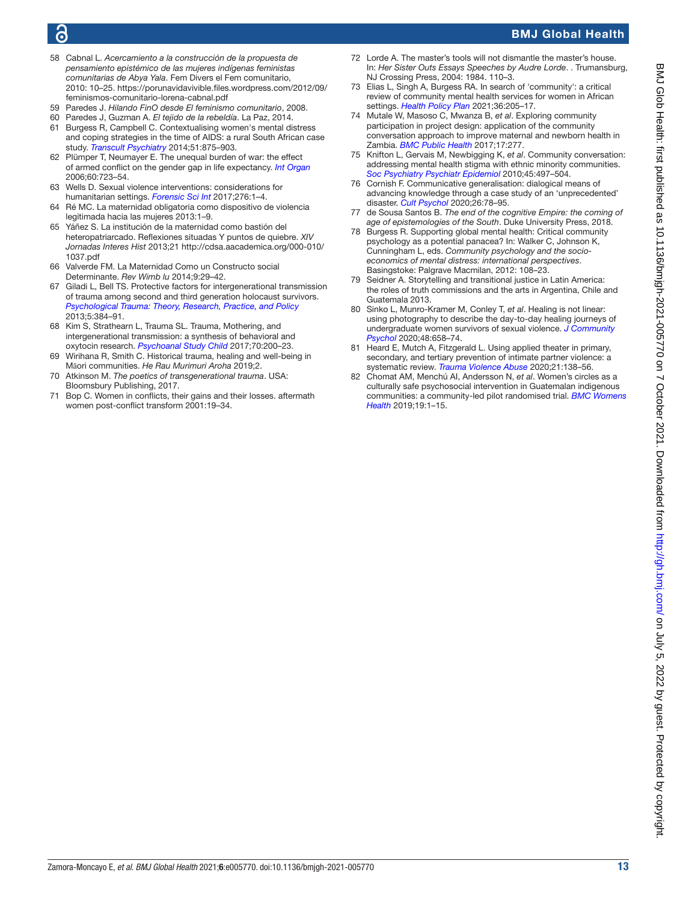58 Cabnal L. *Acercamiento a la construcción de la propuesta de pensamiento epistémico de las mujeres indígenas feministas comunitarias de Abya Yala*. Fem Divers el Fem comunitario, 2010: 10–25. https://porunavidavivible.files.wordpress.com/2012/09/feminismos-comunitario-lorena-cabnal.pdf
59 Paredes J. *Hilando FinO desde El feminismo comunitario*, 2008.
60 Paredes J, Guzman A. *El tejido de la rebeldía*. La Paz, 2014.
61 Burgess R, Campbell C. Contextualising women's mental distress and coping strategies in the time of AIDS: a rural South African case study. *Transcult Psychiatry* 2014;51:875–903.
62 Plümper T, Neumayer E. The unequal burden of war: the effect of armed conflict on the gender gap in life expectancy. *Int Organ* 2006;60:723–54.
63 Wells D. Sexual violence interventions: considerations for humanitarian settings. *Forensic Sci Int* 2017;276:1–4.
64 Ré MC. La maternidad obligatoria como dispositivo de violencia legitimada hacia las mujeres 2013:1–9.
65 Yáñez S. La institución de la maternidad como bastión del heteropatriarcado. Reflexiones situadas Y puntos de quiebre. *XIV Jornadas Interes Hist* 2013;21 http://cdsa.aacademica.org/000-010/1037.pdf
66 Valverde FM. La Maternidad Como un Constructo social Determinante. *Rev Wimb lu* 2014;9:29–42.
67 Giladi L, Bell TS. Protective factors for intergenerational transmission of trauma among second and third generation holocaust survivors. *Psychological Trauma: Theory, Research, Practice, and Policy* 2013;5:384–91.
68 Kim S, Strathearn L, Trauma SL. Trauma, Mothering, and intergenerational transmission: a synthesis of behavioral and oxytocin research. *Psychoanal Study Child* 2017;70:200–23.
69 Wirihana R, Smith C. Historical trauma, healing and well-being in Māori communities. *He Rau Murimuri Aroha* 2019;2.
70 Atkinson M. *The poetics of transgenerational trauma*. USA: Bloomsbury Publishing, 2017.
71 Bop C. Women in conflicts, their gains and their losses. aftermath women post-conflict transform 2001:19–34.
72 Lorde A. The master's tools will not dismantle the master's house. In: *Her Sister Outs Essays Speeches by Audre Lorde*. . Trumansburg, NJ Crossing Press, 2004: 1984. 110–3.
73 Elias L, Singh A, Burgess RA. In search of 'community': a critical review of community mental health services for women in African settings. *Health Policy Plan* 2021;36:205–17.
74 Mutale W, Masoso C, Mwanza B, *et al*. Exploring community participation in project design: application of the community conversation approach to improve maternal and newborn health in Zambia. *BMC Public Health* 2017;17:277.
75 Knifton L, Gervais M, Newbigging K, *et al*. Community conversation: addressing mental health stigma with ethnic minority communities. *Soc Psychiatry Psychiatr Epidemiol* 2010;45:497–504.
76 Cornish F. Communicative generalisation: dialogical means of advancing knowledge through a case study of an 'unprecedented' disaster. *Cult Psychol* 2020;26:78–95.
77 de Sousa Santos B. *The end of the cognitive Empire: the coming of age of epistemologies of the South*. Duke University Press, 2018.
78 Burgess R. Supporting global mental health: Critical community psychology as a potential panacea? In: Walker C, Johnson K, Cunningham L, eds. *Community psychology and the socio-economics of mental distress: international perspectives*. Basingstoke: Palgrave Macmilan, 2012: 108–23.
79 Seidner A. Storytelling and transitional justice in Latin America: the roles of truth commissions and the arts in Argentina, Chile and Guatemala 2013.
80 Sinko L, Munro-Kramer M, Conley T, *et al*. Healing is not linear: using photography to describe the day-to-day healing journeys of undergraduate women survivors of sexual violence. *J Community Psychol* 2020;48:658–74.
81 Heard E, Mutch A, Fitzgerald L. Using applied theater in primary, secondary, and tertiary prevention of intimate partner violence: a systematic review. *Trauma Violence Abuse* 2020;21:138–56.
82 Chomat AM, Menchú AI, Andersson N, *et al*. Women's circles as a culturally safe psychosocial intervention in Guatemalan indigenous communities: a community-led pilot randomised trial. *BMC Womens Health* 2019;19:1–15.